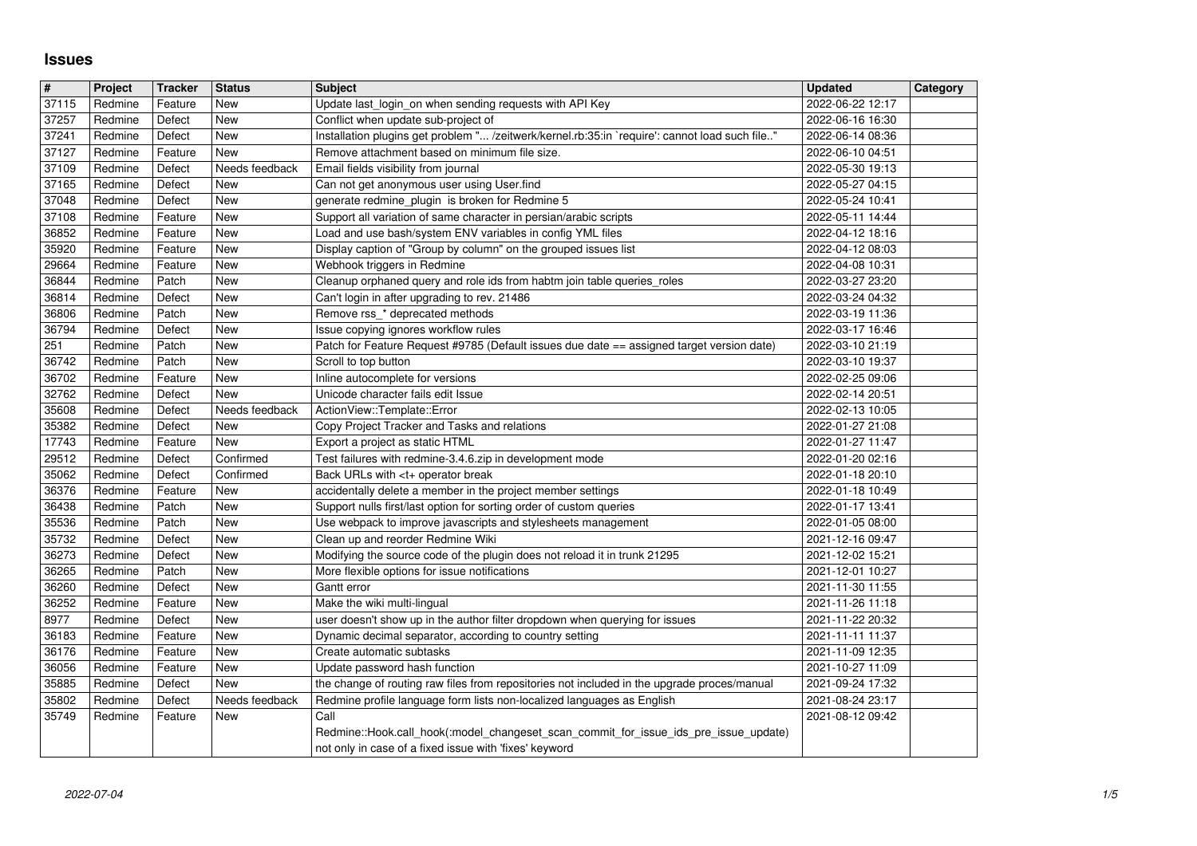# Issues

| # | Project | Tracker | Status | Subject | Updated | Category |
|---|---|---|---|---|---|---|
| 37115 | Redmine | Feature | New | Update last_login_on when sending requests with API Key | 2022-06-22 12:17 | |
| 37257 | Redmine | Defect | New | Conflict when update sub-project of | 2022-06-16 16:30 | |
| 37241 | Redmine | Defect | New | Installation plugins get problem "... /zeitwerk/kernel.rb:35:in `require': cannot load such file.." | 2022-06-14 08:36 | |
| 37127 | Redmine | Feature | New | Remove attachment based on minimum file size. | 2022-06-10 04:51 | |
| 37109 | Redmine | Defect | Needs feedback | Email fields visibility from journal | 2022-05-30 19:13 | |
| 37165 | Redmine | Defect | New | Can not get anonymous user using User.find | 2022-05-27 04:15 | |
| 37048 | Redmine | Defect | New | generate redmine_plugin is broken for Redmine 5 | 2022-05-24 10:41 | |
| 37108 | Redmine | Feature | New | Support all variation of same character in persian/arabic scripts | 2022-05-11 14:44 | |
| 36852 | Redmine | Feature | New | Load and use bash/system ENV variables in config YML files | 2022-04-12 18:16 | |
| 35920 | Redmine | Feature | New | Display caption of "Group by column" on the grouped issues list | 2022-04-12 08:03 | |
| 29664 | Redmine | Feature | New | Webhook triggers in Redmine | 2022-04-08 10:31 | |
| 36844 | Redmine | Patch | New | Cleanup orphaned query and role ids from habtm join table queries_roles | 2022-03-27 23:20 | |
| 36814 | Redmine | Defect | New | Can't login in after upgrading to rev. 21486 | 2022-03-24 04:32 | |
| 36806 | Redmine | Patch | New | Remove rss_* deprecated methods | 2022-03-19 11:36 | |
| 36794 | Redmine | Defect | New | Issue copying ignores workflow rules | 2022-03-17 16:46 | |
| 251 | Redmine | Patch | New | Patch for Feature Request #9785 (Default issues due date == assigned target version date) | 2022-03-10 21:19 | |
| 36742 | Redmine | Patch | New | Scroll to top button | 2022-03-10 19:37 | |
| 36702 | Redmine | Feature | New | Inline autocomplete for versions | 2022-02-25 09:06 | |
| 32762 | Redmine | Defect | New | Unicode character fails edit Issue | 2022-02-14 20:51 | |
| 35608 | Redmine | Defect | Needs feedback | ActionView::Template::Error | 2022-02-13 10:05 | |
| 35382 | Redmine | Defect | New | Copy Project Tracker and Tasks and relations | 2022-01-27 21:08 | |
| 17743 | Redmine | Feature | New | Export a project as static HTML | 2022-01-27 11:47 | |
| 29512 | Redmine | Defect | Confirmed | Test failures with redmine-3.4.6.zip in development mode | 2022-01-20 02:16 | |
| 35062 | Redmine | Defect | Confirmed | Back URLs with <t+ operator break | 2022-01-18 20:10 | |
| 36376 | Redmine | Feature | New | accidentally delete a member in the project member settings | 2022-01-18 10:49 | |
| 36438 | Redmine | Patch | New | Support nulls first/last option for sorting order of custom queries | 2022-01-17 13:41 | |
| 35536 | Redmine | Patch | New | Use webpack to improve javascripts and stylesheets management | 2022-01-05 08:00 | |
| 35732 | Redmine | Defect | New | Clean up and reorder Redmine Wiki | 2021-12-16 09:47 | |
| 36273 | Redmine | Defect | New | Modifying the source code of the plugin does not reload it in trunk 21295 | 2021-12-02 15:21 | |
| 36265 | Redmine | Patch | New | More flexible options for issue notifications | 2021-12-01 10:27 | |
| 36260 | Redmine | Defect | New | Gantt error | 2021-11-30 11:55 | |
| 36252 | Redmine | Feature | New | Make the wiki multi-lingual | 2021-11-26 11:18 | |
| 8977 | Redmine | Defect | New | user doesn't show up in the author filter dropdown when querying for issues | 2021-11-22 20:32 | |
| 36183 | Redmine | Feature | New | Dynamic decimal separator, according to country setting | 2021-11-11 11:37 | |
| 36176 | Redmine | Feature | New | Create automatic subtasks | 2021-11-09 12:35 | |
| 36056 | Redmine | Feature | New | Update password hash function | 2021-10-27 11:09 | |
| 35885 | Redmine | Defect | New | the change of routing raw files from repositories not included in the upgrade proces/manual | 2021-09-24 17:32 | |
| 35802 | Redmine | Defect | Needs feedback | Redmine profile language form lists non-localized languages as English | 2021-08-24 23:17 | |
| 35749 | Redmine | Feature | New | Call Redmine::Hook.call_hook(:model_changeset_scan_commit_for_issue_ids_pre_issue_update) not only in case of a fixed issue with 'fixes' keyword | 2021-08-12 09:42 | |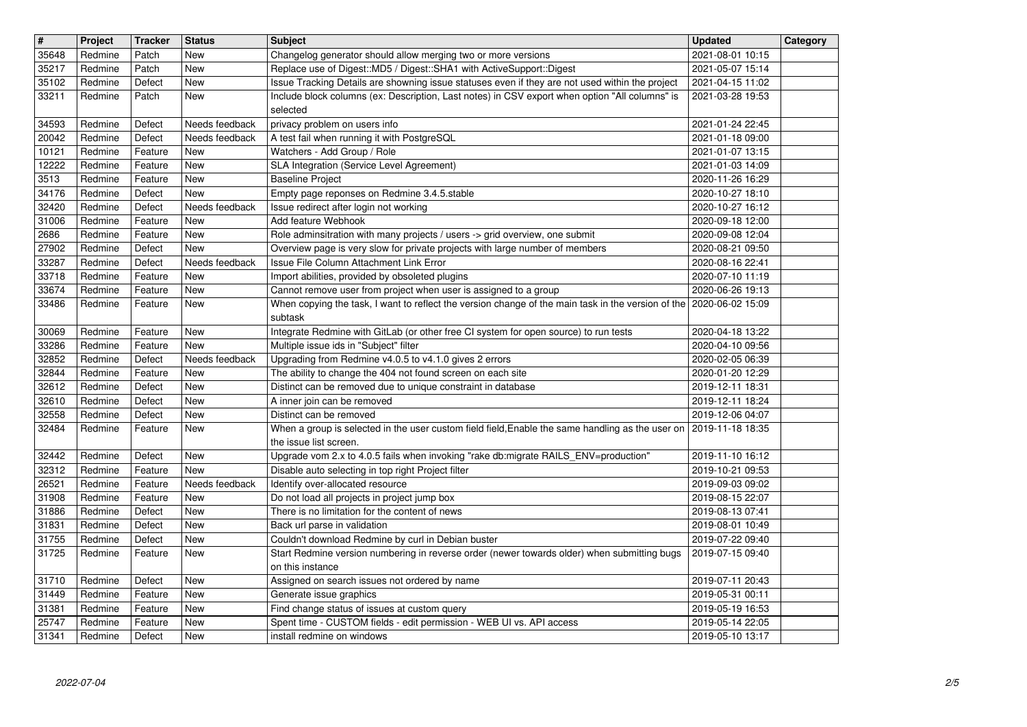| # | Project | Tracker | Status | Subject | Updated | Category |
| --- | --- | --- | --- | --- | --- | --- |
| 35648 | Redmine | Patch | New | Changelog generator should allow merging two or more versions | 2021-08-01 10:15 | |
| 35217 | Redmine | Patch | New | Replace use of Digest::MD5 / Digest::SHA1 with ActiveSupport::Digest | 2021-05-07 15:14 | |
| 35102 | Redmine | Defect | New | Issue Tracking Details are showning issue statuses even if they are not used within the project | 2021-04-15 11:02 | |
| 33211 | Redmine | Patch | New | Include block columns (ex: Description, Last notes) in CSV export when option "All columns" is selected | 2021-03-28 19:53 | |
| 34593 | Redmine | Defect | Needs feedback | privacy problem on users info | 2021-01-24 22:45 | |
| 20042 | Redmine | Defect | Needs feedback | A test fail when running it with PostgreSQL | 2021-01-18 09:00 | |
| 10121 | Redmine | Feature | New | Watchers - Add Group / Role | 2021-01-07 13:15 | |
| 12222 | Redmine | Feature | New | SLA Integration (Service Level Agreement) | 2021-01-03 14:09 | |
| 3513 | Redmine | Feature | New | Baseline Project | 2020-11-26 16:29 | |
| 34176 | Redmine | Defect | New | Empty page reponses on Redmine 3.4.5.stable | 2020-10-27 18:10 | |
| 32420 | Redmine | Defect | Needs feedback | Issue redirect after login not working | 2020-10-27 16:12 | |
| 31006 | Redmine | Feature | New | Add feature Webhook | 2020-09-18 12:00 | |
| 2686 | Redmine | Feature | New | Role adminsitration with many projects / users -> grid overview, one submit | 2020-09-08 12:04 | |
| 27902 | Redmine | Defect | New | Overview page is very slow for private projects with large number of members | 2020-08-21 09:50 | |
| 33287 | Redmine | Defect | Needs feedback | Issue File Column Attachment Link Error | 2020-08-16 22:41 | |
| 33718 | Redmine | Feature | New | Import abilities, provided by obsoleted plugins | 2020-07-10 11:19 | |
| 33674 | Redmine | Feature | New | Cannot remove user from project when user is assigned to a group | 2020-06-26 19:13 | |
| 33486 | Redmine | Feature | New | When copying the task, I want to reflect the version change of the main task in the version of the subtask | 2020-06-02 15:09 | |
| 30069 | Redmine | Feature | New | Integrate Redmine with GitLab (or other free CI system for open source) to run tests | 2020-04-18 13:22 | |
| 33286 | Redmine | Feature | New | Multiple issue ids in "Subject" filter | 2020-04-10 09:56 | |
| 32852 | Redmine | Defect | Needs feedback | Upgrading from Redmine v4.0.5 to v4.1.0 gives 2 errors | 2020-02-05 06:39 | |
| 32844 | Redmine | Feature | New | The ability to change the 404 not found screen on each site | 2020-01-20 12:29 | |
| 32612 | Redmine | Defect | New | Distinct can be removed due to unique constraint in database | 2019-12-11 18:31 | |
| 32610 | Redmine | Defect | New | A inner join can be removed | 2019-12-11 18:24 | |
| 32558 | Redmine | Defect | New | Distinct can be removed | 2019-12-06 04:07 | |
| 32484 | Redmine | Feature | New | When a group is selected in the user custom field field,Enable the same handling as the user on the issue list screen. | 2019-11-18 18:35 | |
| 32442 | Redmine | Defect | New | Upgrade vom 2.x to 4.0.5 fails when invoking "rake db:migrate RAILS_ENV=production" | 2019-11-10 16:12 | |
| 32312 | Redmine | Feature | New | Disable auto selecting in top right Project filter | 2019-10-21 09:53 | |
| 26521 | Redmine | Feature | Needs feedback | Identify over-allocated resource | 2019-09-03 09:02 | |
| 31908 | Redmine | Feature | New | Do not load all projects in project jump box | 2019-08-15 22:07 | |
| 31886 | Redmine | Defect | New | There is no limitation for the content of news | 2019-08-13 07:41 | |
| 31831 | Redmine | Defect | New | Back url parse in validation | 2019-08-01 10:49 | |
| 31755 | Redmine | Defect | New | Couldn't download Redmine by curl in Debian buster | 2019-07-22 09:40 | |
| 31725 | Redmine | Feature | New | Start Redmine version numbering in reverse order (newer towards older) when submitting bugs on this instance | 2019-07-15 09:40 | |
| 31710 | Redmine | Defect | New | Assigned on search issues not ordered by name | 2019-07-11 20:43 | |
| 31449 | Redmine | Feature | New | Generate issue graphics | 2019-05-31 00:11 | |
| 31381 | Redmine | Feature | New | Find change status of issues at custom query | 2019-05-19 16:53 | |
| 25747 | Redmine | Feature | New | Spent time - CUSTOM fields - edit permission - WEB UI vs. API access | 2019-05-14 22:05 | |
| 31341 | Redmine | Defect | New | install redmine on windows | 2019-05-10 13:17 | |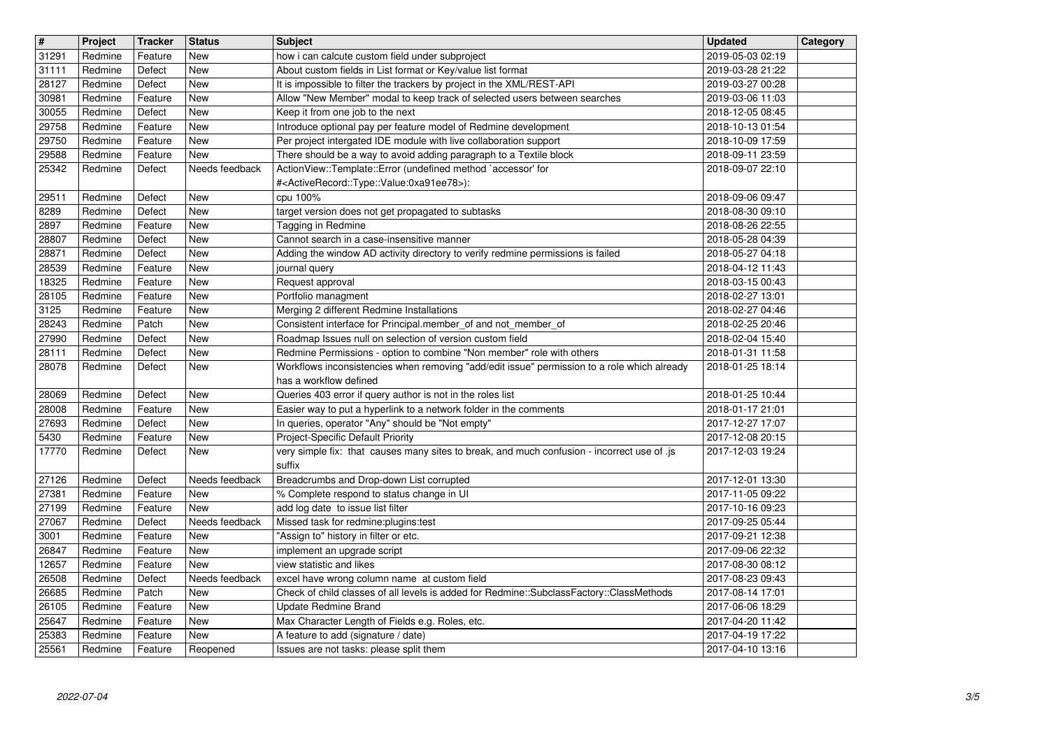| # | Project | Tracker | Status | Subject | Updated | Category |
| --- | --- | --- | --- | --- | --- | --- |
| 31291 | Redmine | Feature | New | how i can calcute custom field under subproject | 2019-05-03 02:19 | |
| 31111 | Redmine | Defect | New | About custom fields in List format or Key/value list format | 2019-03-28 21:22 | |
| 28127 | Redmine | Defect | New | It is impossible to filter the trackers by project in the XML/REST-API | 2019-03-27 00:28 | |
| 30981 | Redmine | Feature | New | Allow "New Member" modal to keep track of selected users between searches | 2019-03-06 11:03 | |
| 30055 | Redmine | Defect | New | Keep it from one job to the next | 2018-12-05 08:45 | |
| 29758 | Redmine | Feature | New | Introduce optional pay per feature model of Redmine development | 2018-10-13 01:54 | |
| 29750 | Redmine | Feature | New | Per project intergated IDE module with live collaboration support | 2018-10-09 17:59 | |
| 29588 | Redmine | Feature | New | There should be a way to avoid adding paragraph to a Textile block | 2018-09-11 23:59 | |
| 25342 | Redmine | Defect | Needs feedback | ActionView::Template::Error (undefined method `accessor' for #<ActiveRecord::Type::Value:0xa91ee78>): | 2018-09-07 22:10 | |
| 29511 | Redmine | Defect | New | cpu 100% | 2018-09-06 09:47 | |
| 8289 | Redmine | Defect | New | target version does not get propagated to subtasks | 2018-08-30 09:10 | |
| 2897 | Redmine | Feature | New | Tagging in Redmine | 2018-08-26 22:55 | |
| 28807 | Redmine | Defect | New | Cannot search in a case-insensitive manner | 2018-05-28 04:39 | |
| 28871 | Redmine | Defect | New | Adding the window AD activity directory to verify redmine permissions is failed | 2018-05-27 04:18 | |
| 28539 | Redmine | Feature | New | journal query | 2018-04-12 11:43 | |
| 18325 | Redmine | Feature | New | Request approval | 2018-03-15 00:43 | |
| 28105 | Redmine | Feature | New | Portfolio managment | 2018-02-27 13:01 | |
| 3125 | Redmine | Feature | New | Merging 2 different Redmine Installations | 2018-02-27 04:46 | |
| 28243 | Redmine | Patch | New | Consistent interface for Principal.member_of and not_member_of | 2018-02-25 20:46 | |
| 27990 | Redmine | Defect | New | Roadmap Issues null on selection of version custom field | 2018-02-04 15:40 | |
| 28111 | Redmine | Defect | New | Redmine Permissions - option to combine "Non member" role with others | 2018-01-31 11:58 | |
| 28078 | Redmine | Defect | New | Workflows inconsistencies when removing "add/edit issue" permission to a role which already has a workflow defined | 2018-01-25 18:14 | |
| 28069 | Redmine | Defect | New | Queries 403 error if query author is not in the roles list | 2018-01-25 10:44 | |
| 28008 | Redmine | Feature | New | Easier way to put a hyperlink to a network folder in the comments | 2018-01-17 21:01 | |
| 27693 | Redmine | Defect | New | In queries, operator "Any" should be "Not empty" | 2017-12-27 17:07 | |
| 5430 | Redmine | Feature | New | Project-Specific Default Priority | 2017-12-08 20:15 | |
| 17770 | Redmine | Defect | New | very simple fix: that causes many sites to break, and much confusion - incorrect use of .js suffix | 2017-12-03 19:24 | |
| 27126 | Redmine | Defect | Needs feedback | Breadcrumbs and Drop-down List corrupted | 2017-12-01 13:30 | |
| 27381 | Redmine | Feature | New | % Complete respond to status change in UI | 2017-11-05 09:22 | |
| 27199 | Redmine | Feature | New | add log date to issue list filter | 2017-10-16 09:23 | |
| 27067 | Redmine | Defect | Needs feedback | Missed task for redmine:plugins:test | 2017-09-25 05:44 | |
| 3001 | Redmine | Feature | New | "Assign to" history in filter or etc. | 2017-09-21 12:38 | |
| 26847 | Redmine | Feature | New | implement an upgrade script | 2017-09-06 22:32 | |
| 12657 | Redmine | Feature | New | view statistic and likes | 2017-08-30 08:12 | |
| 26508 | Redmine | Defect | Needs feedback | excel have wrong column name at custom field | 2017-08-23 09:43 | |
| 26685 | Redmine | Patch | New | Check of child classes of all levels is added for Redmine::SubclassFactory::ClassMethods | 2017-08-14 17:01 | |
| 26105 | Redmine | Feature | New | Update Redmine Brand | 2017-06-06 18:29 | |
| 25647 | Redmine | Feature | New | Max Character Length of Fields e.g. Roles, etc. | 2017-04-20 11:42 | |
| 25383 | Redmine | Feature | New | A feature to add (signature / date) | 2017-04-19 17:22 | |
| 25561 | Redmine | Feature | Reopened | Issues are not tasks: please split them | 2017-04-10 13:16 | |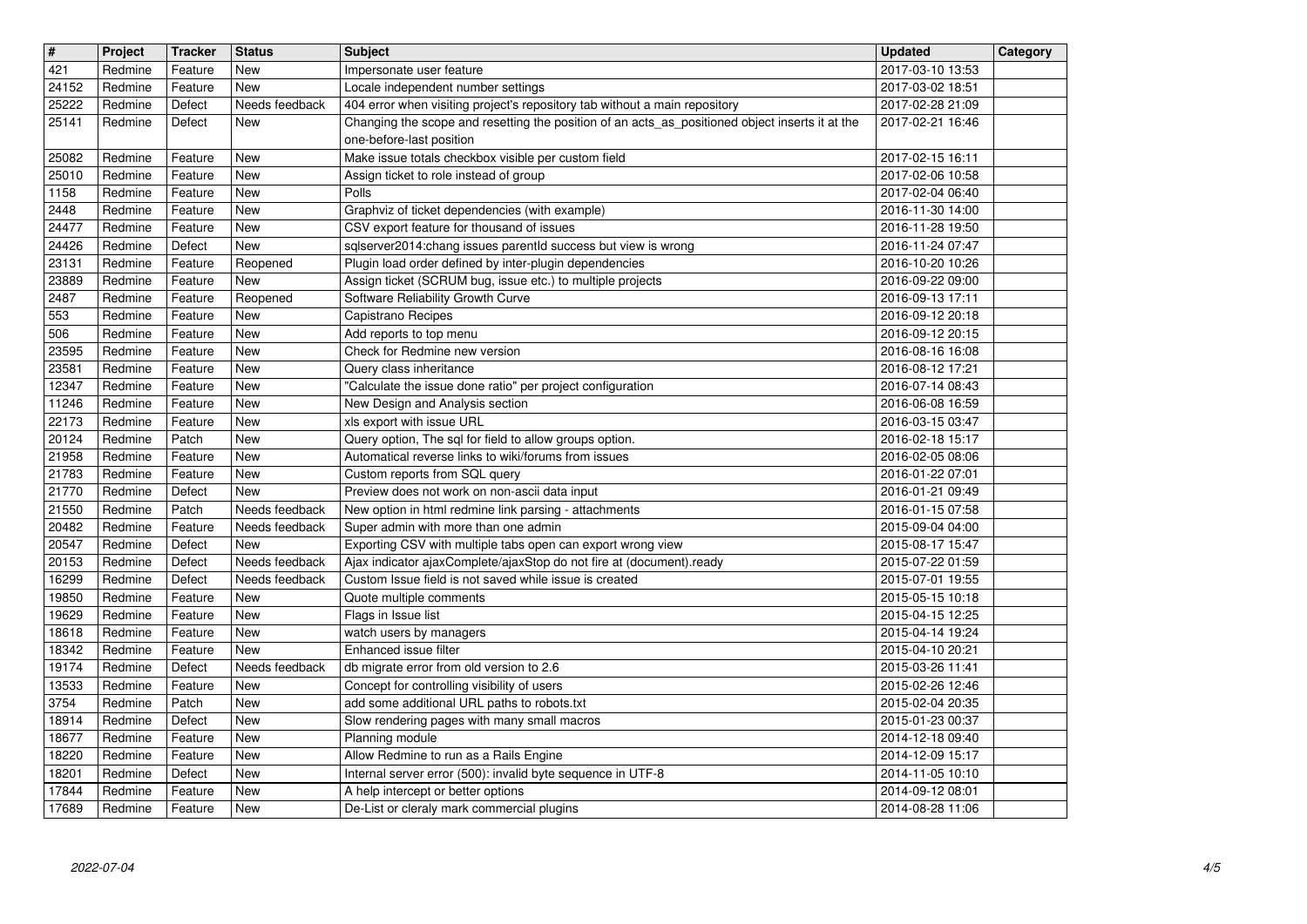| # | Project | Tracker | Status | Subject | Updated | Category |
| --- | --- | --- | --- | --- | --- | --- |
| 421 | Redmine | Feature | New | Impersonate user feature | 2017-03-10 13:53 | |
| 24152 | Redmine | Feature | New | Locale independent number settings | 2017-03-02 18:51 | |
| 25222 | Redmine | Defect | Needs feedback | 404 error when visiting project's repository tab without a main repository | 2017-02-28 21:09 | |
| 25141 | Redmine | Defect | New | Changing the scope and resetting the position of an acts_as_positioned object inserts it at the one-before-last position | 2017-02-21 16:46 | |
| 25082 | Redmine | Feature | New | Make issue totals checkbox visible per custom field | 2017-02-15 16:11 | |
| 25010 | Redmine | Feature | New | Assign ticket to role instead of group | 2017-02-06 10:58 | |
| 1158 | Redmine | Feature | New | Polls | 2017-02-04 06:40 | |
| 2448 | Redmine | Feature | New | Graphviz of ticket dependencies (with example) | 2016-11-30 14:00 | |
| 24477 | Redmine | Feature | New | CSV export feature for thousand of issues | 2016-11-28 19:50 | |
| 24426 | Redmine | Defect | New | sqlserver2014:chang issues parentId success but view is wrong | 2016-11-24 07:47 | |
| 23131 | Redmine | Feature | Reopened | Plugin load order defined by inter-plugin dependencies | 2016-10-20 10:26 | |
| 23889 | Redmine | Feature | New | Assign ticket (SCRUM bug, issue etc.) to multiple projects | 2016-09-22 09:00 | |
| 2487 | Redmine | Feature | Reopened | Software Reliability Growth Curve | 2016-09-13 17:11 | |
| 553 | Redmine | Feature | New | Capistrano Recipes | 2016-09-12 20:18 | |
| 506 | Redmine | Feature | New | Add reports to top menu | 2016-09-12 20:15 | |
| 23595 | Redmine | Feature | New | Check for Redmine new version | 2016-08-16 16:08 | |
| 23581 | Redmine | Feature | New | Query class inheritance | 2016-08-12 17:21 | |
| 12347 | Redmine | Feature | New | "Calculate the issue done ratio" per project configuration | 2016-07-14 08:43 | |
| 11246 | Redmine | Feature | New | New Design and Analysis section | 2016-06-08 16:59 | |
| 22173 | Redmine | Feature | New | xls export with issue URL | 2016-03-15 03:47 | |
| 20124 | Redmine | Patch | New | Query option, The sql for field to allow groups option. | 2016-02-18 15:17 | |
| 21958 | Redmine | Feature | New | Automatical reverse links to wiki/forums from issues | 2016-02-05 08:06 | |
| 21783 | Redmine | Feature | New | Custom reports from SQL query | 2016-01-22 07:01 | |
| 21770 | Redmine | Defect | New | Preview does not work on non-ascii data input | 2016-01-21 09:49 | |
| 21550 | Redmine | Patch | Needs feedback | New option in html redmine link parsing - attachments | 2016-01-15 07:58 | |
| 20482 | Redmine | Feature | Needs feedback | Super admin with more than one admin | 2015-09-04 04:00 | |
| 20547 | Redmine | Defect | New | Exporting CSV with multiple tabs open can export wrong view | 2015-08-17 15:47 | |
| 20153 | Redmine | Defect | Needs feedback | Ajax indicator ajaxComplete/ajaxStop do not fire at (document).ready | 2015-07-22 01:59 | |
| 16299 | Redmine | Defect | Needs feedback | Custom Issue field is not saved while issue is created | 2015-07-01 19:55 | |
| 19850 | Redmine | Feature | New | Quote multiple comments | 2015-05-15 10:18 | |
| 19629 | Redmine | Feature | New | Flags in Issue list | 2015-04-15 12:25 | |
| 18618 | Redmine | Feature | New | watch users by managers | 2015-04-14 19:24 | |
| 18342 | Redmine | Feature | New | Enhanced issue filter | 2015-04-10 20:21 | |
| 19174 | Redmine | Defect | Needs feedback | db migrate error from old version to 2.6 | 2015-03-26 11:41 | |
| 13533 | Redmine | Feature | New | Concept for controlling visibility of users | 2015-02-26 12:46 | |
| 3754 | Redmine | Patch | New | add some additional URL paths to robots.txt | 2015-02-04 20:35 | |
| 18914 | Redmine | Defect | New | Slow rendering pages with many small macros | 2015-01-23 00:37 | |
| 18677 | Redmine | Feature | New | Planning module | 2014-12-18 09:40 | |
| 18220 | Redmine | Feature | New | Allow Redmine to run as a Rails Engine | 2014-12-09 15:17 | |
| 18201 | Redmine | Defect | New | Internal server error (500): invalid byte sequence in UTF-8 | 2014-11-05 10:10 | |
| 17844 | Redmine | Feature | New | A help intercept or better options | 2014-09-12 08:01 | |
| 17689 | Redmine | Feature | New | De-List or cleraly mark commercial plugins | 2014-08-28 11:06 | |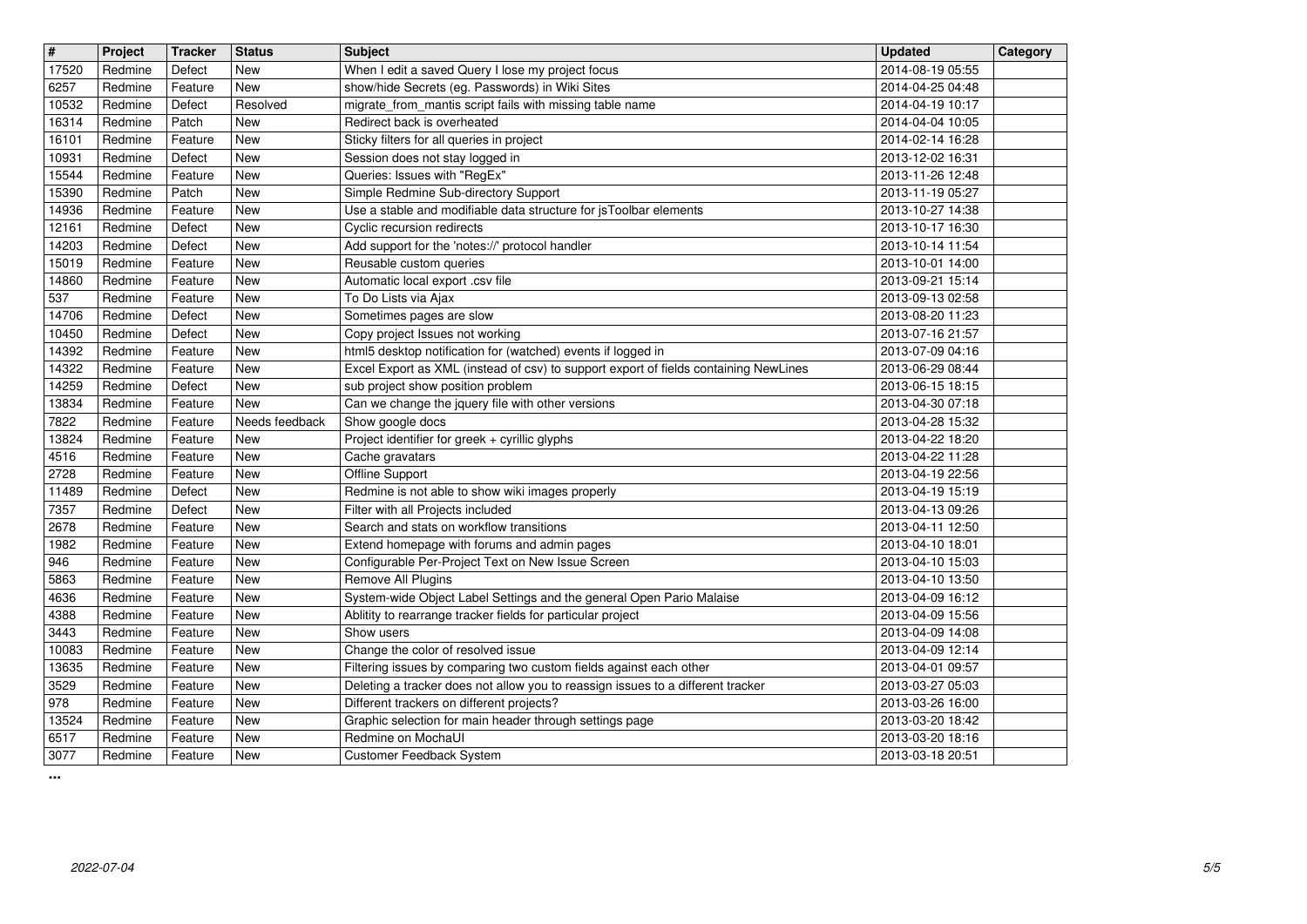| # | Project | Tracker | Status | Subject | Updated | Category |
|---|---|---|---|---|---|---|
| 17520 | Redmine | Defect | New | When I edit a saved Query I lose my project focus | 2014-08-19 05:55 | |
| 6257 | Redmine | Feature | New | show/hide Secrets (eg. Passwords) in Wiki Sites | 2014-04-25 04:48 | |
| 10532 | Redmine | Defect | Resolved | migrate_from_mantis script fails with missing table name | 2014-04-19 10:17 | |
| 16314 | Redmine | Patch | New | Redirect back is overheated | 2014-04-04 10:05 | |
| 16101 | Redmine | Feature | New | Sticky filters for all queries in project | 2014-02-14 16:28 | |
| 10931 | Redmine | Defect | New | Session does not stay logged in | 2013-12-02 16:31 | |
| 15544 | Redmine | Feature | New | Queries: Issues with "RegEx" | 2013-11-26 12:48 | |
| 15390 | Redmine | Patch | New | Simple Redmine Sub-directory Support | 2013-11-19 05:27 | |
| 14936 | Redmine | Feature | New | Use a stable and modifiable data structure for jsToolbar elements | 2013-10-27 14:38 | |
| 12161 | Redmine | Defect | New | Cyclic recursion redirects | 2013-10-17 16:30 | |
| 14203 | Redmine | Defect | New | Add support for the 'notes://' protocol handler | 2013-10-14 11:54 | |
| 15019 | Redmine | Feature | New | Reusable custom queries | 2013-10-01 14:00 | |
| 14860 | Redmine | Feature | New | Automatic local export .csv file | 2013-09-21 15:14 | |
| 537 | Redmine | Feature | New | To Do Lists via Ajax | 2013-09-13 02:58 | |
| 14706 | Redmine | Defect | New | Sometimes pages are slow | 2013-08-20 11:23 | |
| 10450 | Redmine | Defect | New | Copy project Issues not working | 2013-07-16 21:57 | |
| 14392 | Redmine | Feature | New | html5 desktop notification for (watched) events if logged in | 2013-07-09 04:16 | |
| 14322 | Redmine | Feature | New | Excel Export as XML (instead of csv) to support export of fields containing NewLines | 2013-06-29 08:44 | |
| 14259 | Redmine | Defect | New | sub project show position problem | 2013-06-15 18:15 | |
| 13834 | Redmine | Feature | New | Can we change the jquery file with other versions | 2013-04-30 07:18 | |
| 7822 | Redmine | Feature | Needs feedback | Show google docs | 2013-04-28 15:32 | |
| 13824 | Redmine | Feature | New | Project identifier for greek + cyrillic glyphs | 2013-04-22 18:20 | |
| 4516 | Redmine | Feature | New | Cache gravatars | 2013-04-22 11:28 | |
| 2728 | Redmine | Feature | New | Offline Support | 2013-04-19 22:56 | |
| 11489 | Redmine | Defect | New | Redmine is not able to show wiki images properly | 2013-04-19 15:19 | |
| 7357 | Redmine | Defect | New | Filter with all Projects included | 2013-04-13 09:26 | |
| 2678 | Redmine | Feature | New | Search and stats on workflow transitions | 2013-04-11 12:50 | |
| 1982 | Redmine | Feature | New | Extend homepage with forums and admin pages | 2013-04-10 18:01 | |
| 946 | Redmine | Feature | New | Configurable Per-Project Text on New Issue Screen | 2013-04-10 15:03 | |
| 5863 | Redmine | Feature | New | Remove All Plugins | 2013-04-10 13:50 | |
| 4636 | Redmine | Feature | New | System-wide Object Label Settings and the general Open Pario Malaise | 2013-04-09 16:12 | |
| 4388 | Redmine | Feature | New | Ablitity to rearrange tracker fields for particular project | 2013-04-09 15:56 | |
| 3443 | Redmine | Feature | New | Show users | 2013-04-09 14:08 | |
| 10083 | Redmine | Feature | New | Change the color of resolved issue | 2013-04-09 12:14 | |
| 13635 | Redmine | Feature | New | Filtering issues by comparing two custom fields against each other | 2013-04-01 09:57 | |
| 3529 | Redmine | Feature | New | Deleting a tracker does not allow you to reassign issues to a different tracker | 2013-03-27 05:03 | |
| 978 | Redmine | Feature | New | Different trackers on different projects? | 2013-03-26 16:00 | |
| 13524 | Redmine | Feature | New | Graphic selection for main header through settings page | 2013-03-20 18:42 | |
| 6517 | Redmine | Feature | New | Redmine on MochaUI | 2013-03-20 18:16 | |
| 3077 | Redmine | Feature | New | Customer Feedback System | 2013-03-18 20:51 | |

...